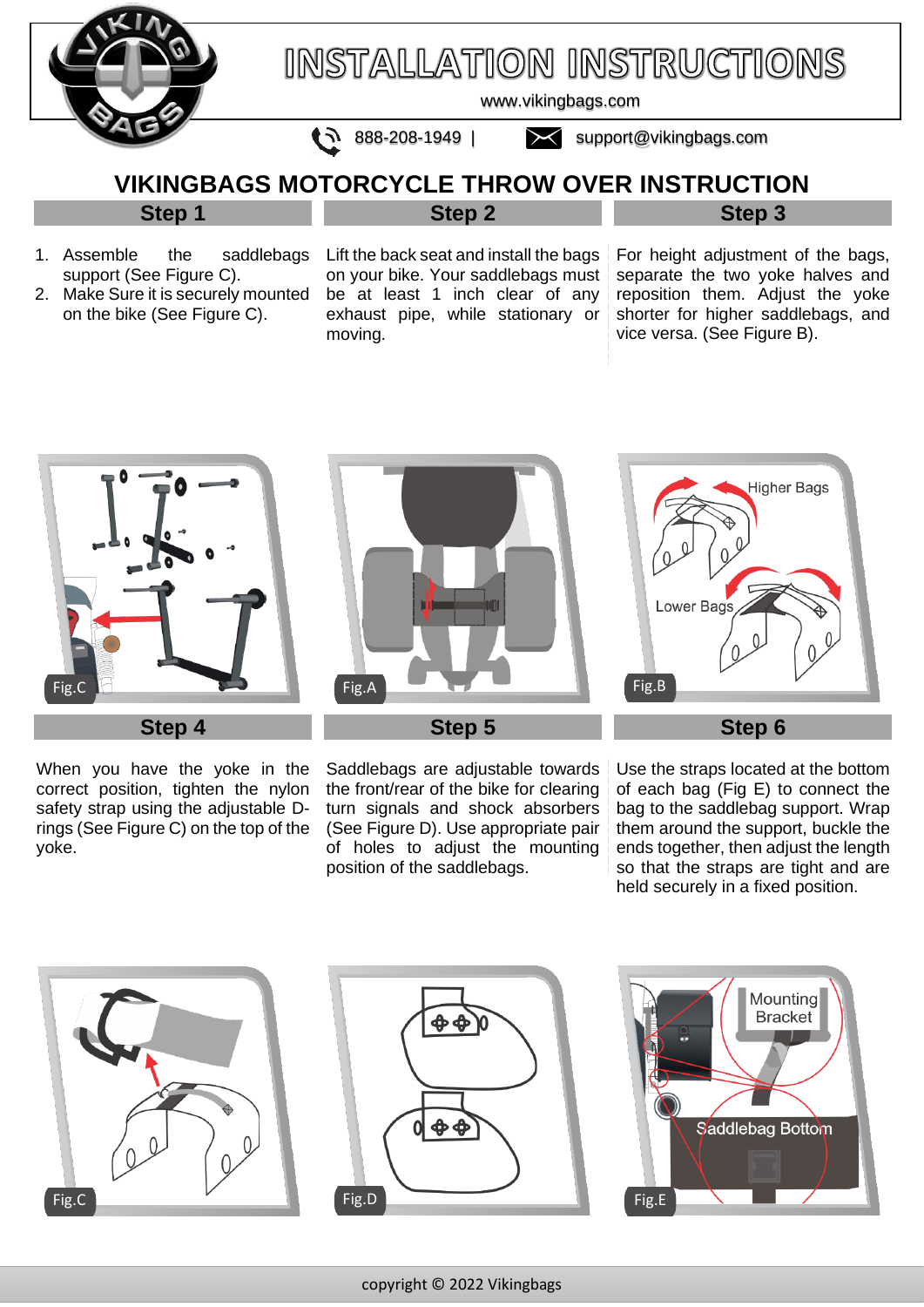# INSTALLATION INSTRUCTIONS

www.vikingbags.com

888-208-1949 | support@vikingbags.com

## VIKINGBAGS MOTORCYCLE THROW OVER INSTRUCTION

### Step 1

1. Assemble the saddlebags support (See Figure C).
2. Make Sure it is securely mounted on the bike (See Figure C).

### Step 2

Lift the back seat and install the bags on your bike. Your saddlebags must be at least 1 inch clear of any exhaust pipe, while stationary or moving.

### Step 3

For height adjustment of the bags, separate the two yoke halves and reposition them. Adjust the yoke shorter for higher saddlebags, and vice versa. (See Figure B).

Fig.C

Fig.A

Fig.B

### Step 4

When you have the yoke in the correct position, tighten the nylon safety strap using the adjustable D-rings (See Figure C) on the top of the yoke.

### Step 5

Saddlebags are adjustable towards the front/rear of the bike for clearing turn signals and shock absorbers (See Figure D). Use appropriate pair of holes to adjust the mounting position of the saddlebags.

### Step 6

Use the straps located at the bottom of each bag (Fig E) to connect the bag to the saddlebag support. Wrap them around the support, buckle the ends together, then adjust the length so that the straps are tight and are held securely in a fixed position.

Fig.C

Fig.D

Fig.E

copyright © 2022 Vikingbags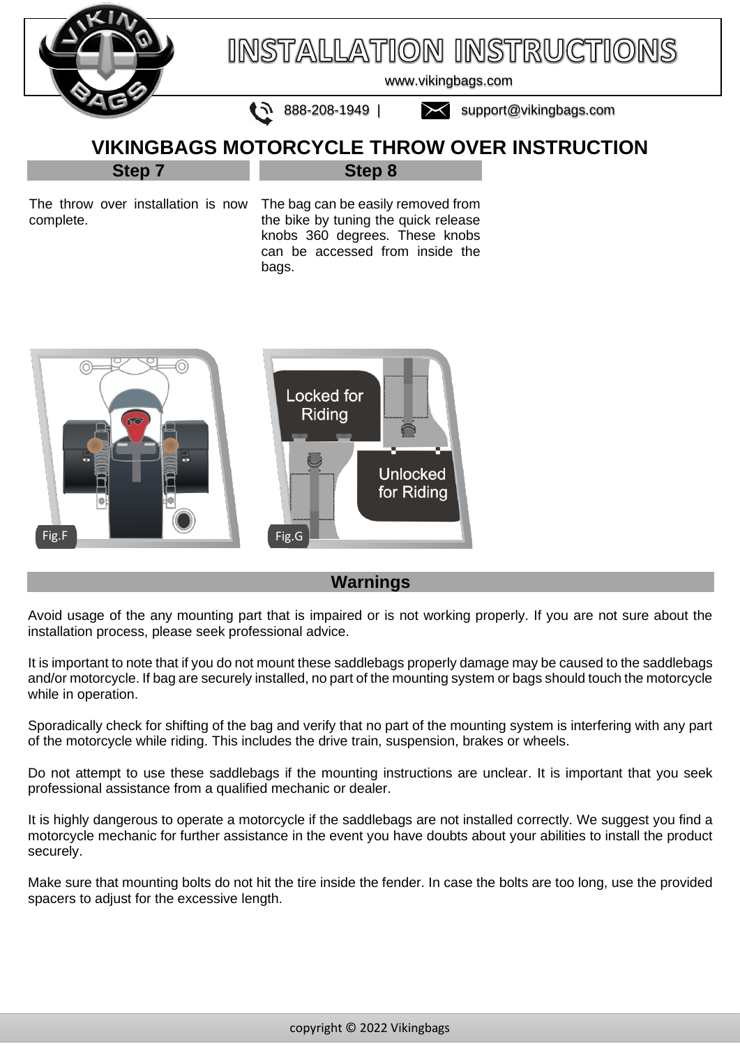# INSTALLATION INSTRUCTIONS

www.vikingbags.com

888-208-1949 | support@vikingbags.com

## VIKINGBAGS MOTORCYCLE THROW OVER INSTRUCTION

### Step 7

The throw over installation is now complete.

Fig.F

### Step 8

The bag can be easily removed from the bike by tuning the quick release knobs 360 degrees. These knobs can be accessed from inside the bags.

Locked for Riding

Unlocked for Riding

Fig.G

### Warnings

Avoid usage of the any mounting part that is impaired or is not working properly. If you are not sure about the installation process, please seek professional advice.

It is important to note that if you do not mount these saddlebags properly damage may be caused to the saddlebags and/or motorcycle. If bag are securely installed, no part of the mounting system or bags should touch the motorcycle while in operation.

Sporadically check for shifting of the bag and verify that no part of the mounting system is interfering with any part of the motorcycle while riding. This includes the drive train, suspension, brakes or wheels.

Do not attempt to use these saddlebags if the mounting instructions are unclear. It is important that you seek professional assistance from a qualified mechanic or dealer.

It is highly dangerous to operate a motorcycle if the saddlebags are not installed correctly. We suggest you find a motorcycle mechanic for further assistance in the event you have doubts about your abilities to install the product securely.

Make sure that mounting bolts do not hit the tire inside the fender. In case the bolts are too long, use the provided spacers to adjust for the excessive length.

copyright © 2022 Vikingbags